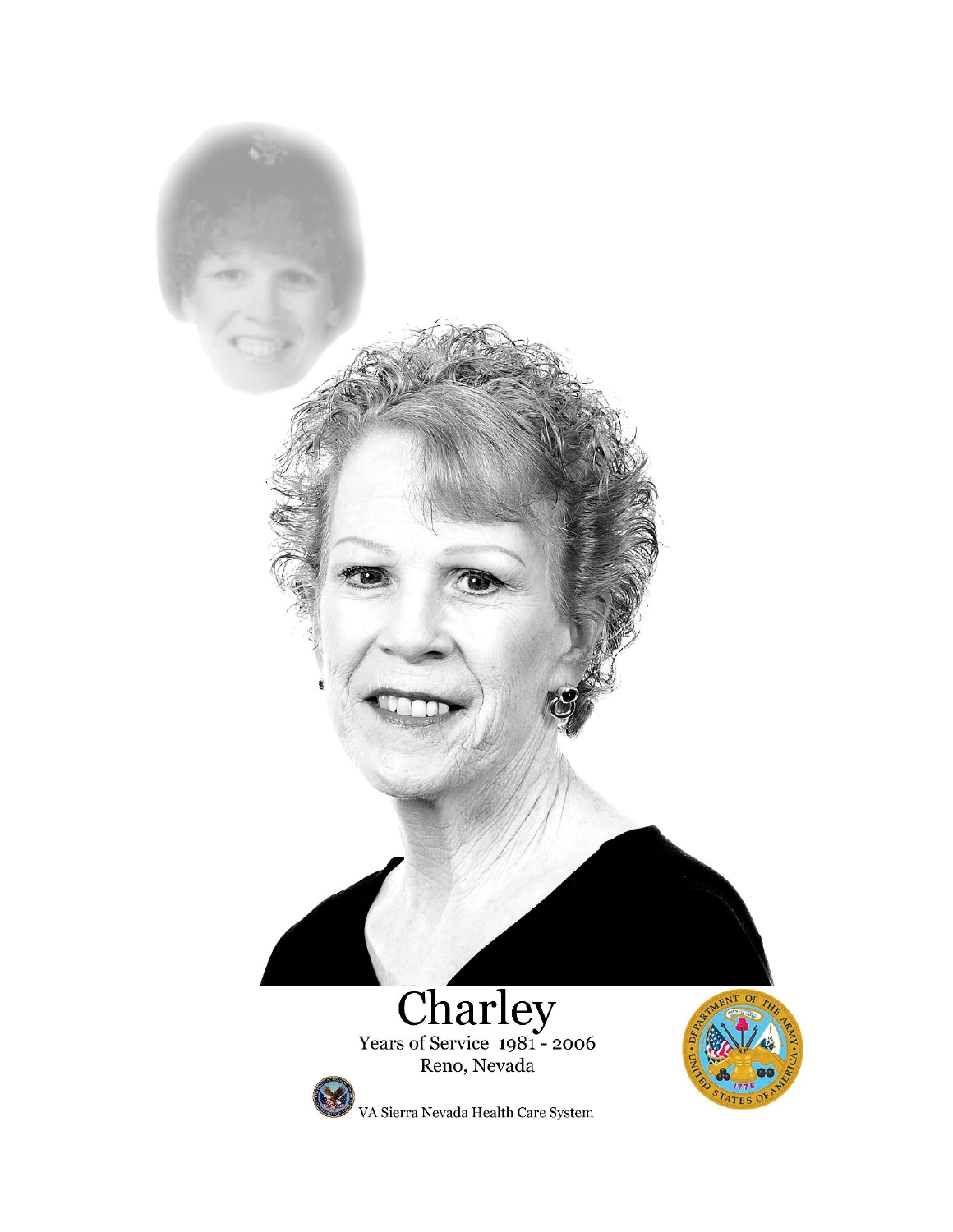# Charley

Years of Service 1981 - 2006

Reno, Nevada

VA Sierra Nevada Health Care System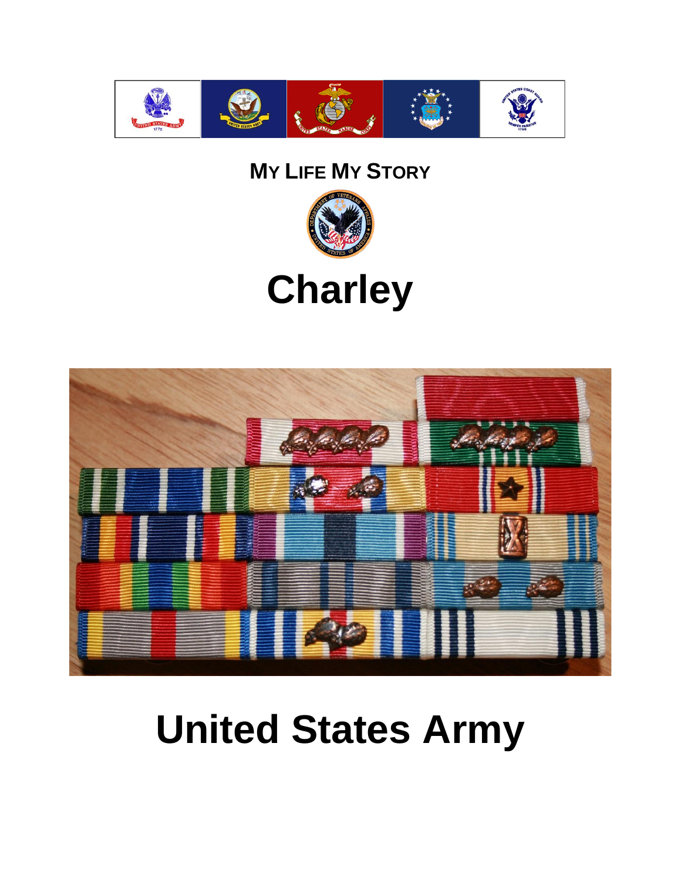# My Life My Story

# Charley

# United States Army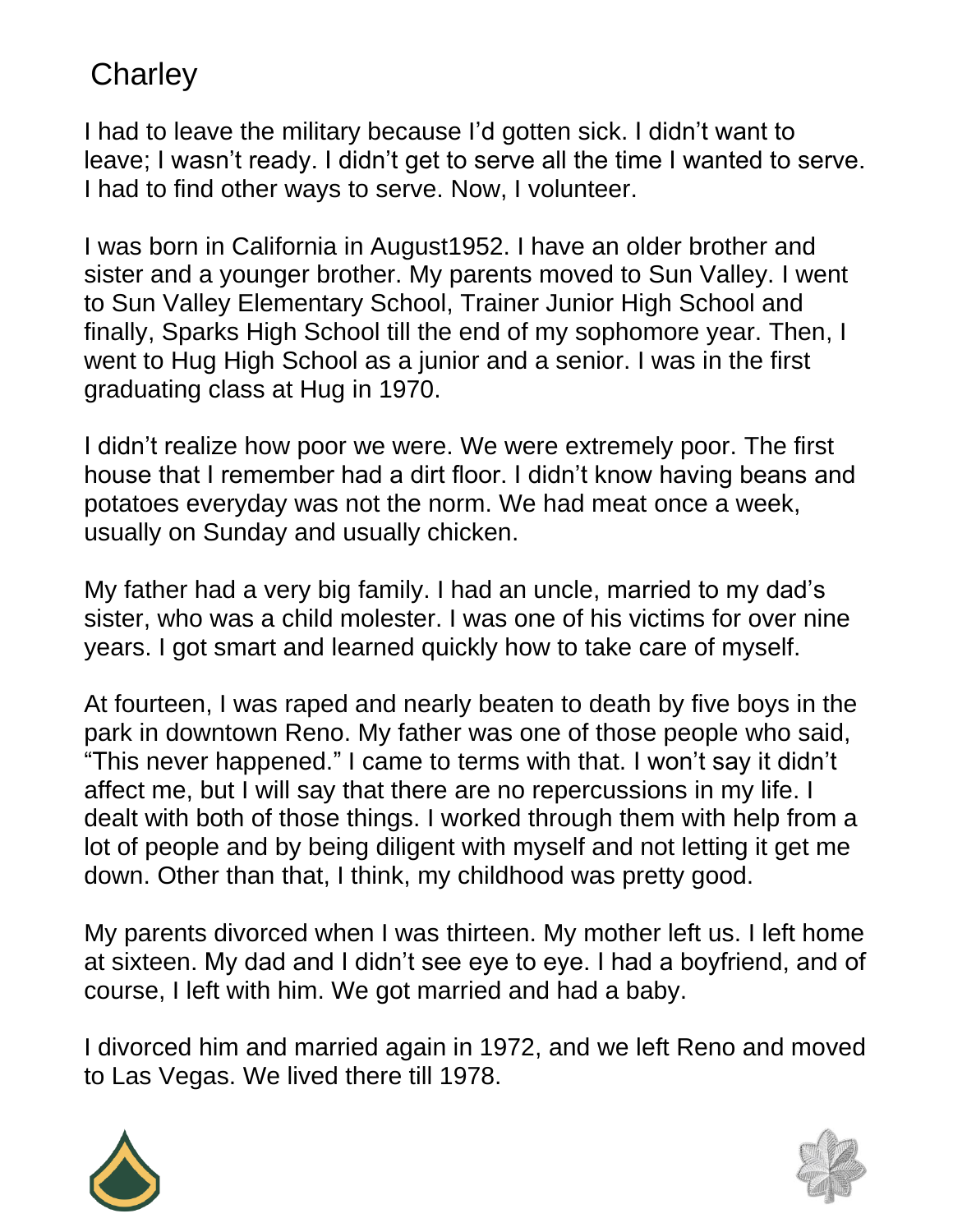# Charley

I had to leave the military because I'd gotten sick. I didn't want to leave; I wasn't ready. I didn't get to serve all the time I wanted to serve. I had to find other ways to serve. Now, I volunteer.

I was born in California in August1952. I have an older brother and sister and a younger brother. My parents moved to Sun Valley. I went to Sun Valley Elementary School, Trainer Junior High School and finally, Sparks High School till the end of my sophomore year. Then, I went to Hug High School as a junior and a senior. I was in the first graduating class at Hug in 1970.

I didn't realize how poor we were. We were extremely poor. The first house that I remember had a dirt floor. I didn't know having beans and potatoes everyday was not the norm. We had meat once a week, usually on Sunday and usually chicken.

My father had a very big family. I had an uncle, married to my dad's sister, who was a child molester. I was one of his victims for over nine years. I got smart and learned quickly how to take care of myself.

At fourteen, I was raped and nearly beaten to death by five boys in the park in downtown Reno. My father was one of those people who said, "This never happened." I came to terms with that. I won't say it didn't affect me, but I will say that there are no repercussions in my life. I dealt with both of those things. I worked through them with help from a lot of people and by being diligent with myself and not letting it get me down. Other than that, I think, my childhood was pretty good.

My parents divorced when I was thirteen. My mother left us. I left home at sixteen. My dad and I didn't see eye to eye. I had a boyfriend, and of course, I left with him. We got married and had a baby.

I divorced him and married again in 1972, and we left Reno and moved to Las Vegas. We lived there till 1978.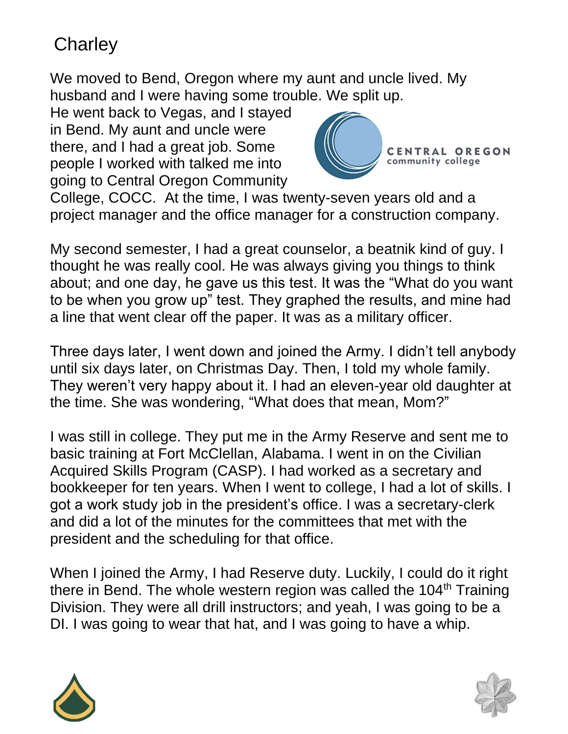# Charley

We moved to Bend, Oregon where my aunt and uncle lived. My husband and I were having some trouble. We split up. He went back to Vegas, and I stayed in Bend. My aunt and uncle were there, and I had a great job. Some people I worked with talked me into going to Central Oregon Community College, COCC. At the time, I was twenty-seven years old and a project manager and the office manager for a construction company.

My second semester, I had a great counselor, a beatnik kind of guy. I thought he was really cool. He was always giving you things to think about; and one day, he gave us this test. It was the "What do you want to be when you grow up" test. They graphed the results, and mine had a line that went clear off the paper. It was as a military officer.

Three days later, I went down and joined the Army. I didn't tell anybody until six days later, on Christmas Day. Then, I told my whole family. They weren't very happy about it. I had an eleven-year old daughter at the time. She was wondering, "What does that mean, Mom?"

I was still in college. They put me in the Army Reserve and sent me to basic training at Fort McClellan, Alabama. I went in on the Civilian Acquired Skills Program (CASP). I had worked as a secretary and bookkeeper for ten years. When I went to college, I had a lot of skills. I got a work study job in the president's office. I was a secretary-clerk and did a lot of the minutes for the committees that met with the president and the scheduling for that office.

When I joined the Army, I had Reserve duty. Luckily, I could do it right there in Bend. The whole western region was called the 104th Training Division. They were all drill instructors; and yeah, I was going to be a DI. I was going to wear that hat, and I was going to have a whip.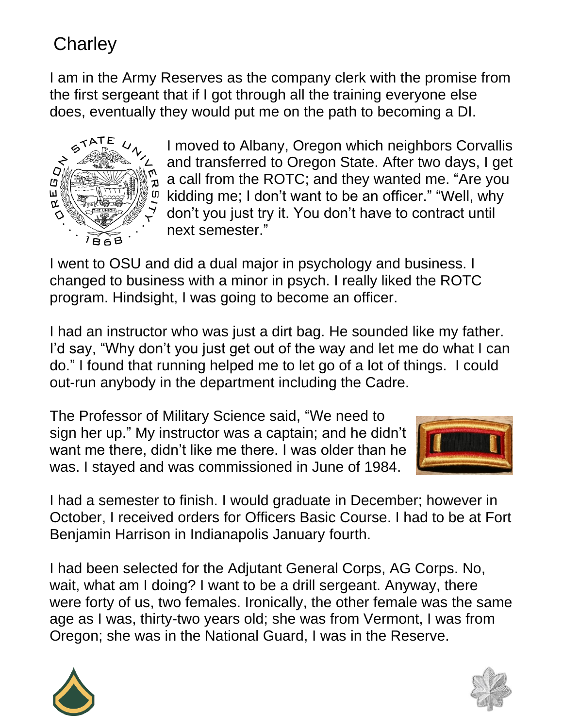# Charley

I am in the Army Reserves as the company clerk with the promise from the first sergeant that if I got through all the training everyone else does, eventually they would put me on the path to becoming a DI.

I moved to Albany, Oregon which neighbors Corvallis and transferred to Oregon State. After two days, I get a call from the ROTC; and they wanted me. “Are you kidding me; I don’t want to be an officer.” “Well, why don’t you just try it. You don’t have to contract until next semester.”

I went to OSU and did a dual major in psychology and business. I changed to business with a minor in psych. I really liked the ROTC program. Hindsight, I was going to become an officer.

I had an instructor who was just a dirt bag. He sounded like my father. I’d say, “Why don’t you just get out of the way and let me do what I can do.” I found that running helped me to let go of a lot of things. I could out-run anybody in the department including the Cadre.

The Professor of Military Science said, “We need to sign her up.” My instructor was a captain; and he didn’t want me there, didn’t like me there. I was older than he was. I stayed and was commissioned in June of 1984.

I had a semester to finish. I would graduate in December; however in October, I received orders for Officers Basic Course. I had to be at Fort Benjamin Harrison in Indianapolis January fourth.

I had been selected for the Adjutant General Corps, AG Corps. No, wait, what am I doing? I want to be a drill sergeant. Anyway, there were forty of us, two females. Ironically, the other female was the same age as I was, thirty-two years old; she was from Vermont, I was from Oregon; she was in the National Guard, I was in the Reserve.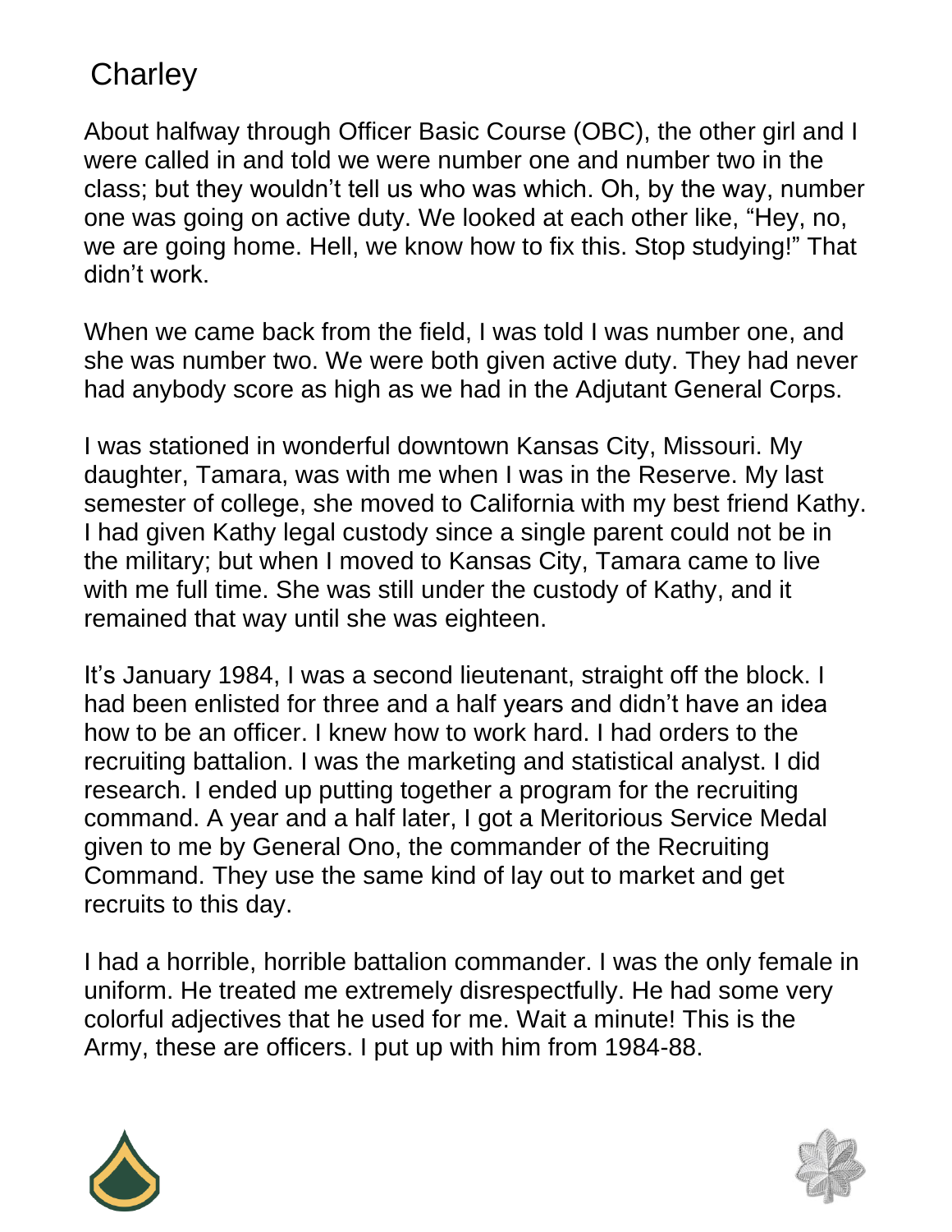# Charley

About halfway through Officer Basic Course (OBC), the other girl and I were called in and told we were number one and number two in the class; but they wouldn't tell us who was which. Oh, by the way, number one was going on active duty. We looked at each other like, "Hey, no, we are going home. Hell, we know how to fix this. Stop studying!" That didn't work.

When we came back from the field, I was told I was number one, and she was number two. We were both given active duty. They had never had anybody score as high as we had in the Adjutant General Corps.

I was stationed in wonderful downtown Kansas City, Missouri. My daughter, Tamara, was with me when I was in the Reserve. My last semester of college, she moved to California with my best friend Kathy. I had given Kathy legal custody since a single parent could not be in the military; but when I moved to Kansas City, Tamara came to live with me full time. She was still under the custody of Kathy, and it remained that way until she was eighteen.

It's January 1984, I was a second lieutenant, straight off the block. I had been enlisted for three and a half years and didn't have an idea how to be an officer. I knew how to work hard. I had orders to the recruiting battalion. I was the marketing and statistical analyst. I did research. I ended up putting together a program for the recruiting command. A year and a half later, I got a Meritorious Service Medal given to me by General Ono, the commander of the Recruiting Command. They use the same kind of lay out to market and get recruits to this day.

I had a horrible, horrible battalion commander. I was the only female in uniform. He treated me extremely disrespectfully. He had some very colorful adjectives that he used for me. Wait a minute! This is the Army, these are officers. I put up with him from 1984-88.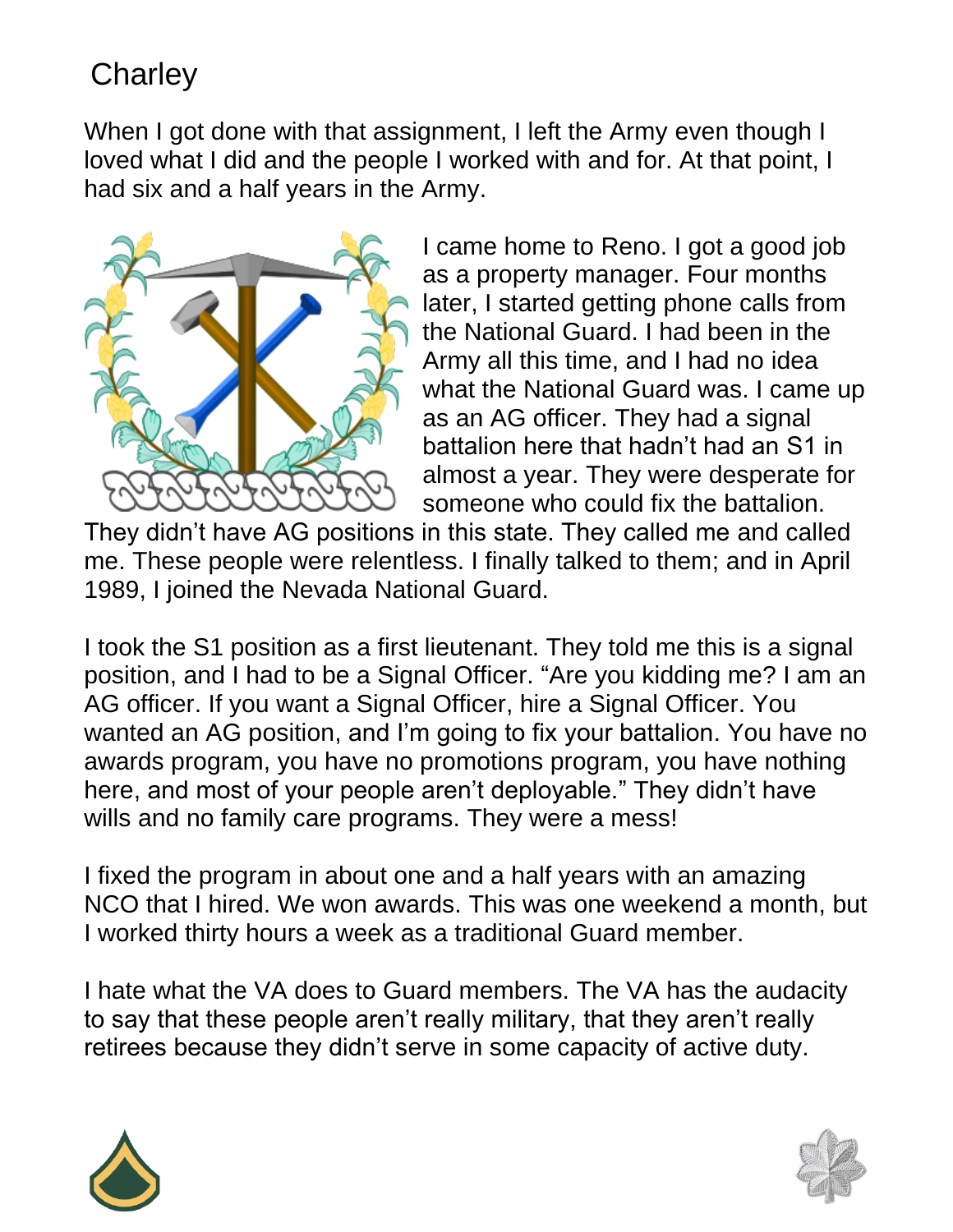# Charley

When I got done with that assignment, I left the Army even though I loved what I did and the people I worked with and for. At that point, I had six and a half years in the Army.

I came home to Reno. I got a good job as a property manager. Four months later, I started getting phone calls from the National Guard. I had been in the Army all this time, and I had no idea what the National Guard was. I came up as an AG officer. They had a signal battalion here that hadn't had an S1 in almost a year. They were desperate for someone who could fix the battalion. They didn't have AG positions in this state. They called me and called me. These people were relentless. I finally talked to them; and in April 1989, I joined the Nevada National Guard.

I took the S1 position as a first lieutenant. They told me this is a signal position, and I had to be a Signal Officer. "Are you kidding me? I am an AG officer. If you want a Signal Officer, hire a Signal Officer. You wanted an AG position, and I'm going to fix your battalion. You have no awards program, you have no promotions program, you have nothing here, and most of your people aren't deployable." They didn't have wills and no family care programs. They were a mess!

I fixed the program in about one and a half years with an amazing NCO that I hired. We won awards. This was one weekend a month, but I worked thirty hours a week as a traditional Guard member.

I hate what the VA does to Guard members. The VA has the audacity to say that these people aren't really military, that they aren't really retirees because they didn't serve in some capacity of active duty.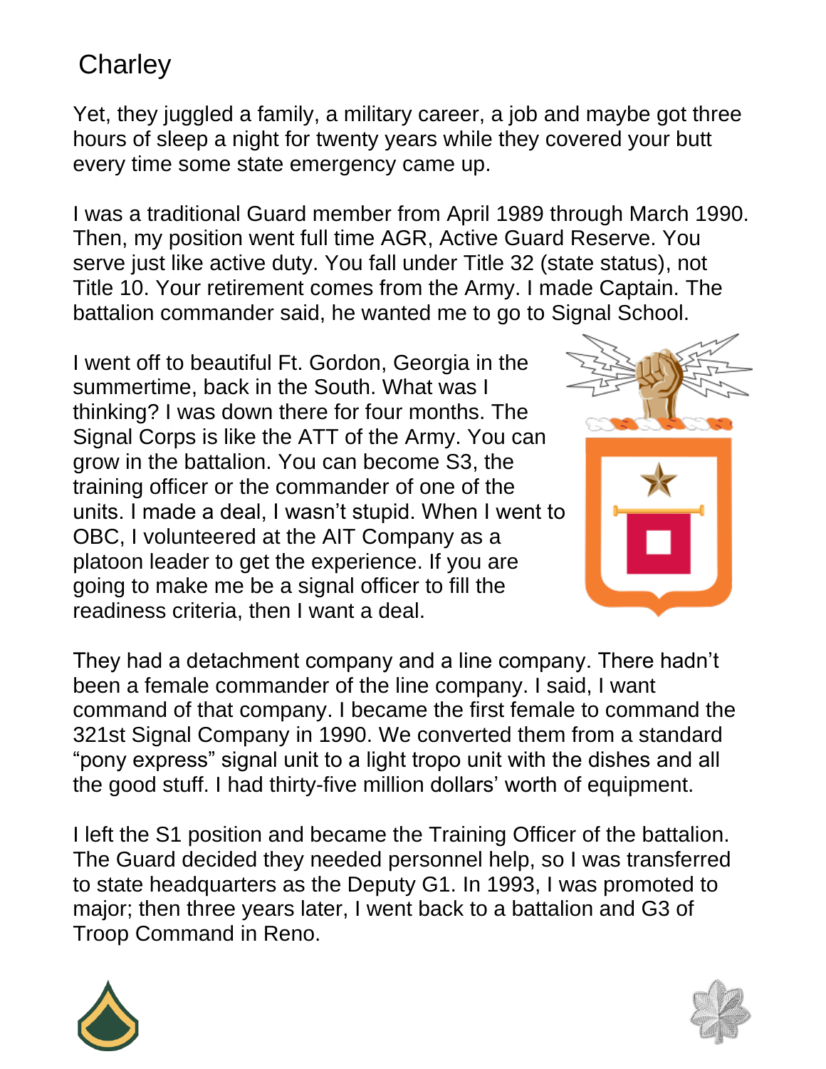# Charley

Yet, they juggled a family, a military career, a job and maybe got three hours of sleep a night for twenty years while they covered your butt every time some state emergency came up.

I was a traditional Guard member from April 1989 through March 1990. Then, my position went full time AGR, Active Guard Reserve. You serve just like active duty. You fall under Title 32 (state status), not Title 10. Your retirement comes from the Army. I made Captain. The battalion commander said, he wanted me to go to Signal School.

I went off to beautiful Ft. Gordon, Georgia in the summertime, back in the South. What was I thinking? I was down there for four months. The Signal Corps is like the ATT of the Army. You can grow in the battalion. You can become S3, the training officer or the commander of one of the units. I made a deal, I wasn't stupid. When I went to OBC, I volunteered at the AIT Company as a platoon leader to get the experience. If you are going to make me be a signal officer to fill the readiness criteria, then I want a deal.

They had a detachment company and a line company. There hadn't been a female commander of the line company. I said, I want command of that company. I became the first female to command the 321st Signal Company in 1990. We converted them from a standard "pony express" signal unit to a light tropo unit with the dishes and all the good stuff. I had thirty-five million dollars' worth of equipment.

I left the S1 position and became the Training Officer of the battalion. The Guard decided they needed personnel help, so I was transferred to state headquarters as the Deputy G1. In 1993, I was promoted to major; then three years later, I went back to a battalion and G3 of Troop Command in Reno.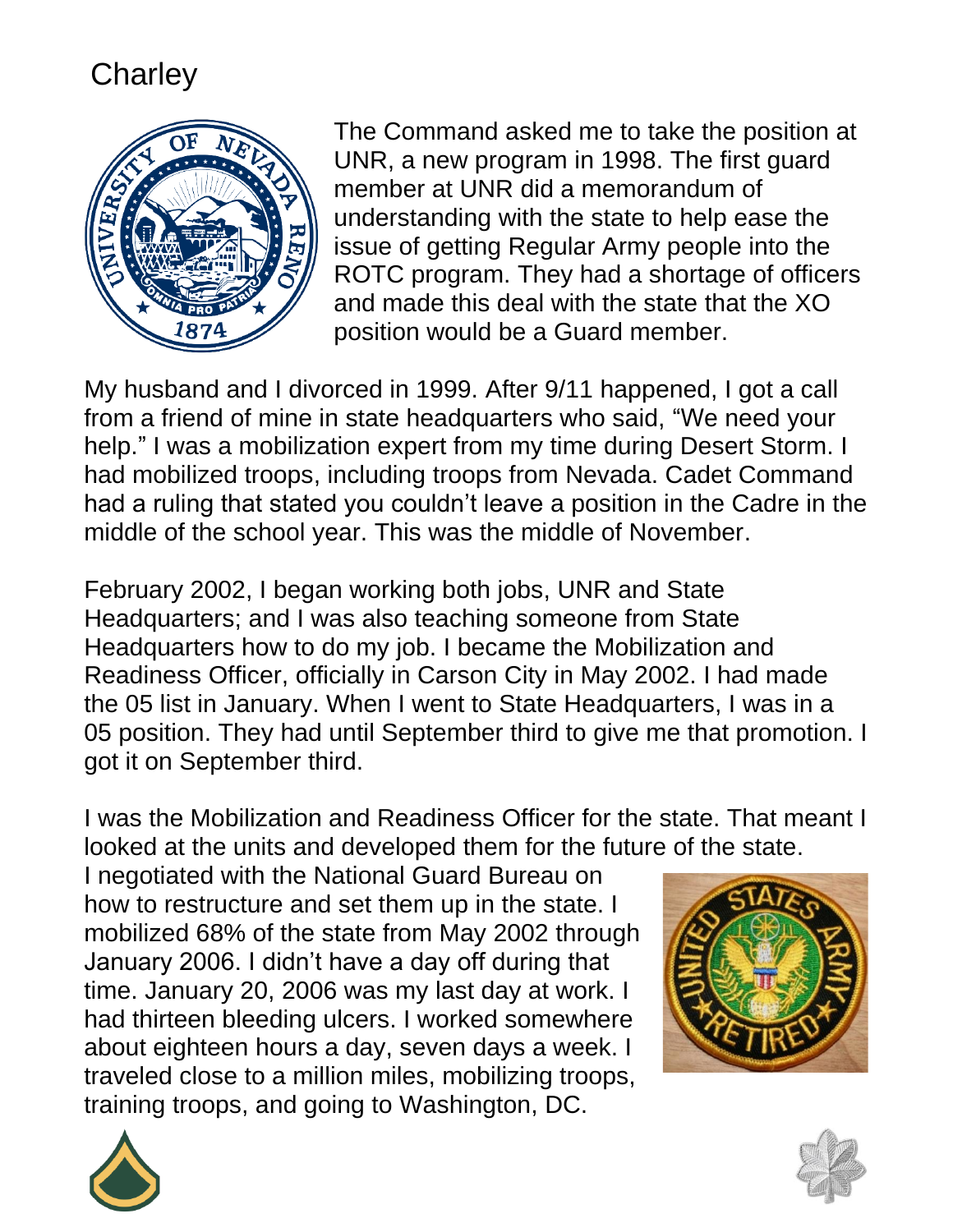# Charley

The Command asked me to take the position at UNR, a new program in 1998. The first guard member at UNR did a memorandum of understanding with the state to help ease the issue of getting Regular Army people into the ROTC program. They had a shortage of officers and made this deal with the state that the XO position would be a Guard member.

My husband and I divorced in 1999. After 9/11 happened, I got a call from a friend of mine in state headquarters who said, "We need your help." I was a mobilization expert from my time during Desert Storm. I had mobilized troops, including troops from Nevada. Cadet Command had a ruling that stated you couldn't leave a position in the Cadre in the middle of the school year. This was the middle of November.

February 2002, I began working both jobs, UNR and State Headquarters; and I was also teaching someone from State Headquarters how to do my job. I became the Mobilization and Readiness Officer, officially in Carson City in May 2002. I had made the 05 list in January. When I went to State Headquarters, I was in a 05 position. They had until September third to give me that promotion. I got it on September third.

I was the Mobilization and Readiness Officer for the state. That meant I looked at the units and developed them for the future of the state. I negotiated with the National Guard Bureau on how to restructure and set them up in the state. I mobilized 68% of the state from May 2002 through January 2006. I didn't have a day off during that time. January 20, 2006 was my last day at work. I had thirteen bleeding ulcers. I worked somewhere about eighteen hours a day, seven days a week. I traveled close to a million miles, mobilizing troops, training troops, and going to Washington, DC.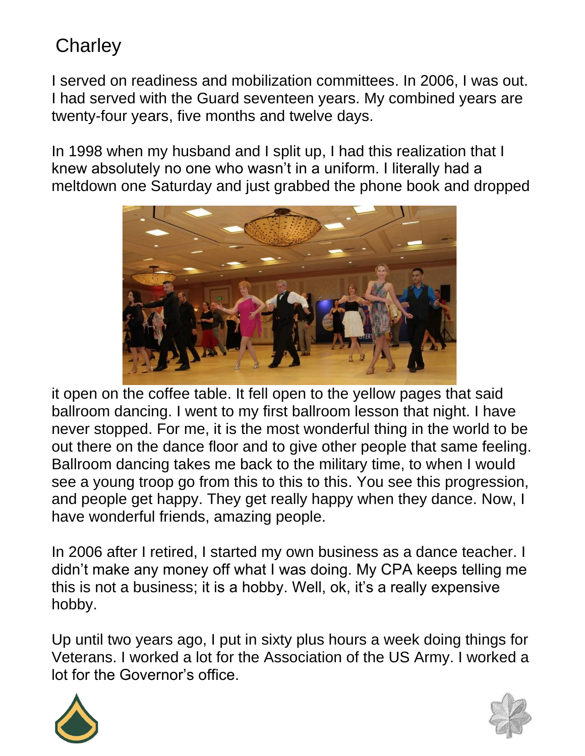## Charley

I served on readiness and mobilization committees. In 2006, I was out. I had served with the Guard seventeen years. My combined years are twenty-four years, five months and twelve days.

In 1998 when my husband and I split up, I had this realization that I knew absolutely no one who wasn't in a uniform. I literally had a meltdown one Saturday and just grabbed the phone book and dropped it open on the coffee table. It fell open to the yellow pages that said ballroom dancing. I went to my first ballroom lesson that night. I have never stopped. For me, it is the most wonderful thing in the world to be out there on the dance floor and to give other people that same feeling. Ballroom dancing takes me back to the military time, to when I would see a young troop go from this to this to this. You see this progression, and people get happy. They get really happy when they dance. Now, I have wonderful friends, amazing people.

In 2006 after I retired, I started my own business as a dance teacher. I didn't make any money off what I was doing. My CPA keeps telling me this is not a business; it is a hobby. Well, ok, it's a really expensive hobby.

Up until two years ago, I put in sixty plus hours a week doing things for Veterans. I worked a lot for the Association of the US Army. I worked a lot for the Governor's office.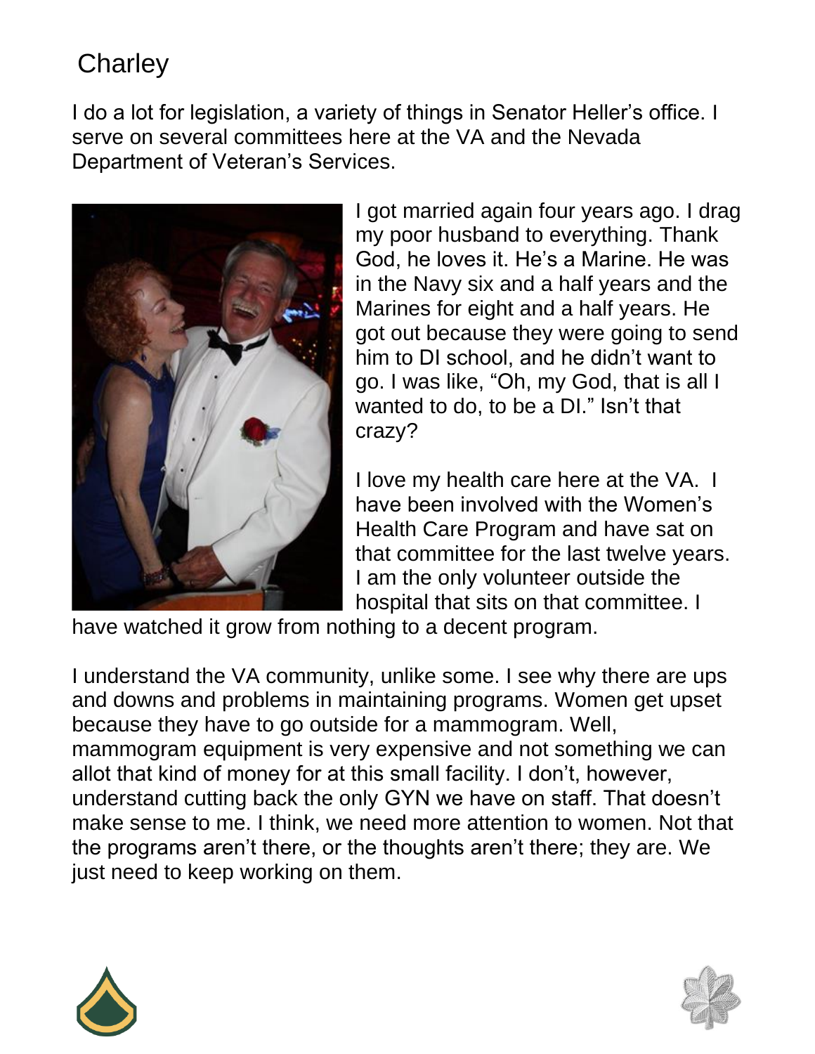## Charley

I do a lot for legislation, a variety of things in Senator Heller's office. I serve on several committees here at the VA and the Nevada Department of Veteran's Services.

I got married again four years ago. I drag my poor husband to everything. Thank God, he loves it. He's a Marine. He was in the Navy six and a half years and the Marines for eight and a half years. He got out because they were going to send him to DI school, and he didn't want to go. I was like, "Oh, my God, that is all I wanted to do, to be a DI." Isn't that crazy?

I love my health care here at the VA. I have been involved with the Women's Health Care Program and have sat on that committee for the last twelve years. I am the only volunteer outside the hospital that sits on that committee. I have watched it grow from nothing to a decent program.

I understand the VA community, unlike some. I see why there are ups and downs and problems in maintaining programs. Women get upset because they have to go outside for a mammogram. Well, mammogram equipment is very expensive and not something we can allot that kind of money for at this small facility. I don't, however, understand cutting back the only GYN we have on staff. That doesn't make sense to me. I think, we need more attention to women. Not that the programs aren't there, or the thoughts aren't there; they are. We just need to keep working on them.